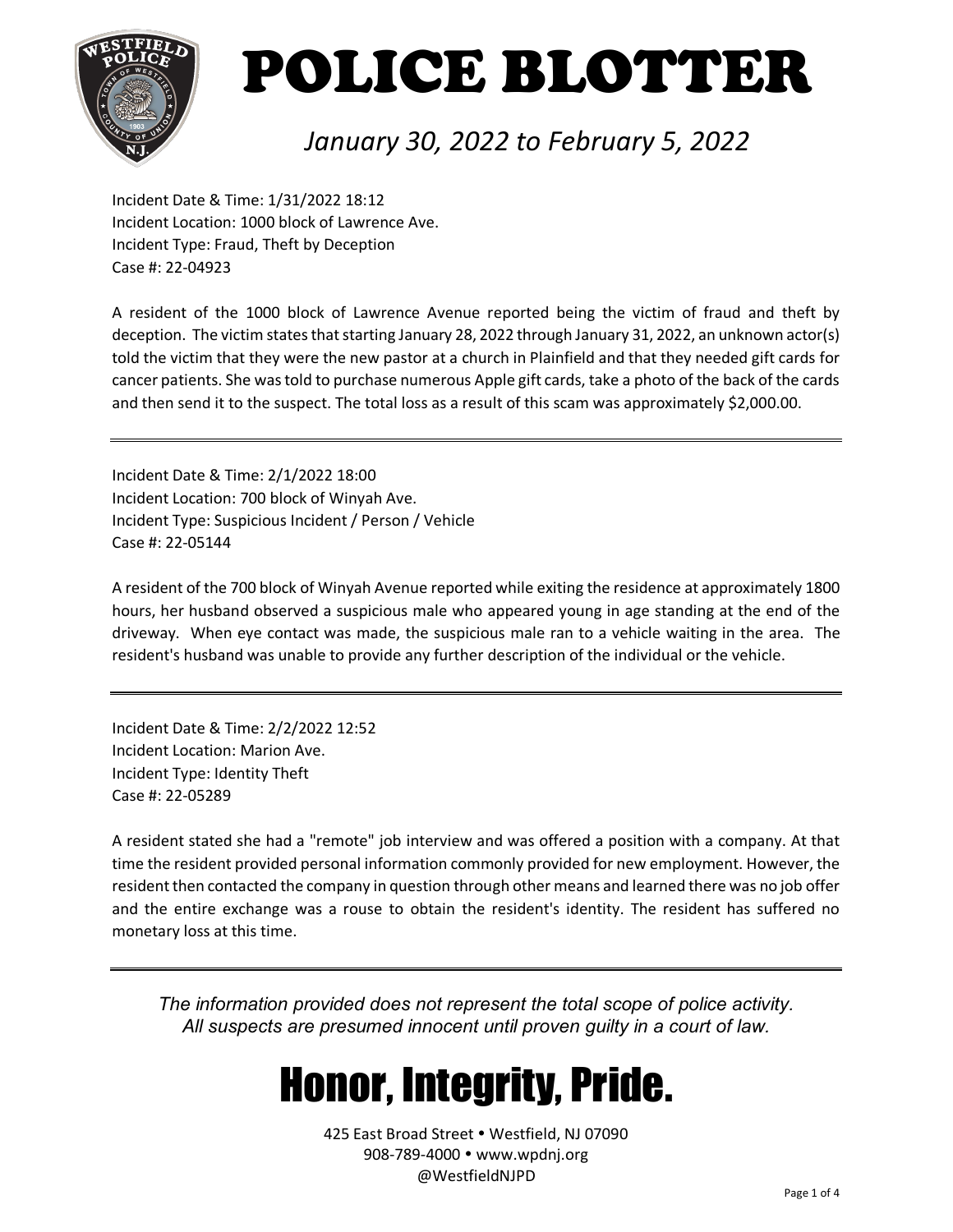# POLICE BLOTTER

*January 30, 2022 to February 5, 2022*

Incident Date & Time: 1/31/2022 18:12
Incident Location: 1000 block of Lawrence Ave.
Incident Type: Fraud, Theft by Deception
Case #: 22-04923

A resident of the 1000 block of Lawrence Avenue reported being the victim of fraud and theft by deception. The victim states that starting January 28, 2022 through January 31, 2022, an unknown actor(s) told the victim that they were the new pastor at a church in Plainfield and that they needed gift cards for cancer patients. She was told to purchase numerous Apple gift cards, take a photo of the back of the cards and then send it to the suspect. The total loss as a result of this scam was approximately $2,000.00.

---

Incident Date & Time: 2/1/2022 18:00
Incident Location: 700 block of Winyah Ave.
Incident Type: Suspicious Incident / Person / Vehicle
Case #: 22-05144

A resident of the 700 block of Winyah Avenue reported while exiting the residence at approximately 1800 hours, her husband observed a suspicious male who appeared young in age standing at the end of the driveway. When eye contact was made, the suspicious male ran to a vehicle waiting in the area. The resident's husband was unable to provide any further description of the individual or the vehicle.

---

Incident Date & Time: 2/2/2022 12:52
Incident Location: Marion Ave.
Incident Type: Identity Theft
Case #: 22-05289

A resident stated she had a "remote" job interview and was offered a position with a company. At that time the resident provided personal information commonly provided for new employment. However, the resident then contacted the company in question through other means and learned there was no job offer and the entire exchange was a rouse to obtain the resident's identity. The resident has suffered no monetary loss at this time.

---

*The information provided does not represent the total scope of police activity.*
*All suspects are presumed innocent until proven guilty in a court of law.*

## Honor, Integrity, Pride.

425 East Broad Street • Westfield, NJ 07090
908-789-4000 • www.wpdnj.org
@WestfieldNJPD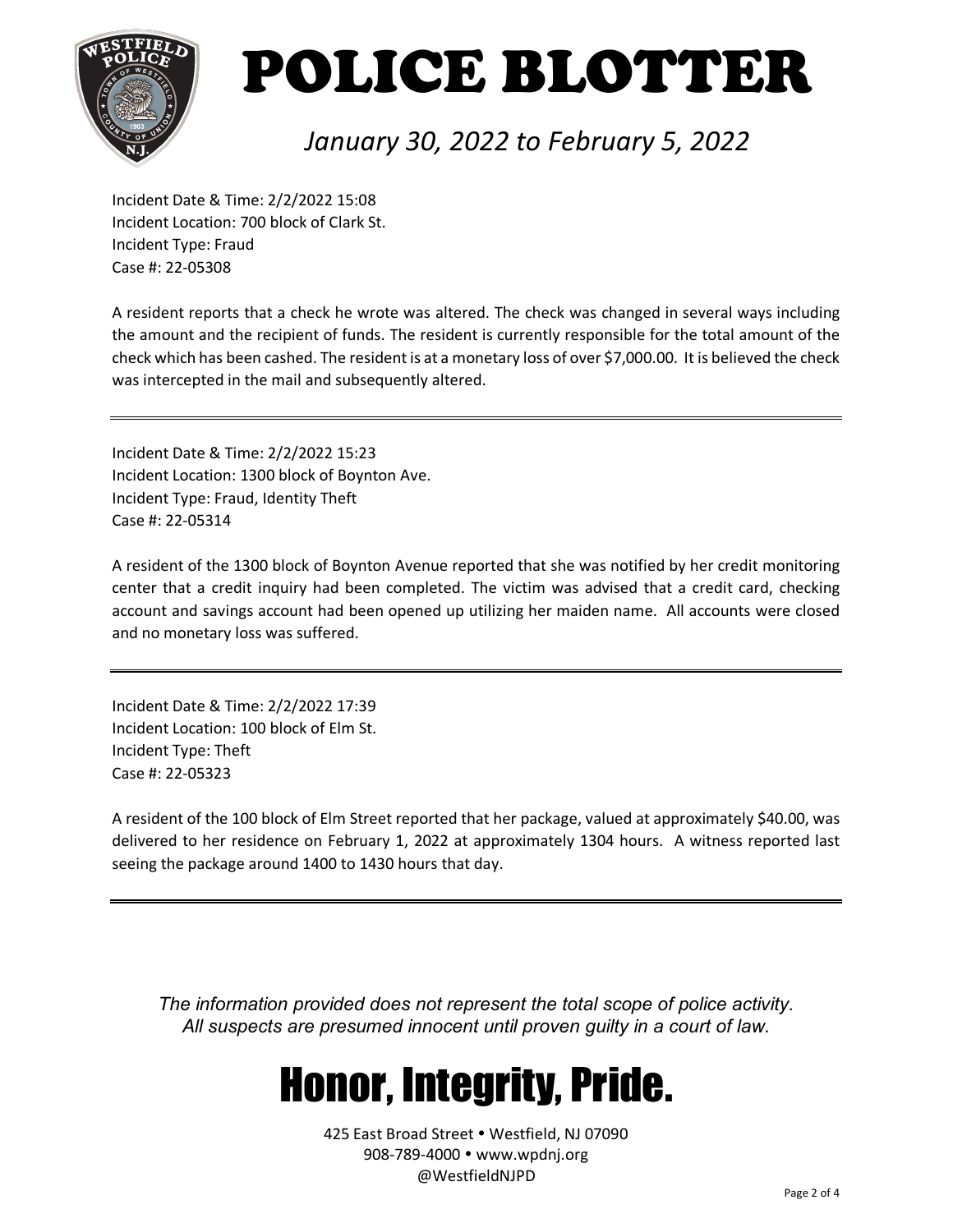# POLICE BLOTTER

*January 30, 2022 to February 5, 2022*

Incident Date & Time: 2/2/2022 15:08
Incident Location: 700 block of Clark St.
Incident Type: Fraud
Case #: 22-05308

A resident reports that a check he wrote was altered. The check was changed in several ways including the amount and the recipient of funds. The resident is currently responsible for the total amount of the check which has been cashed. The resident is at a monetary loss of over $7,000.00. It is believed the check was intercepted in the mail and subsequently altered.

---

Incident Date & Time: 2/2/2022 15:23
Incident Location: 1300 block of Boynton Ave.
Incident Type: Fraud, Identity Theft
Case #: 22-05314

A resident of the 1300 block of Boynton Avenue reported that she was notified by her credit monitoring center that a credit inquiry had been completed. The victim was advised that a credit card, checking account and savings account had been opened up utilizing her maiden name. All accounts were closed and no monetary loss was suffered.

---

Incident Date & Time: 2/2/2022 17:39
Incident Location: 100 block of Elm St.
Incident Type: Theft
Case #: 22-05323

A resident of the 100 block of Elm Street reported that her package, valued at approximately $40.00, was delivered to her residence on February 1, 2022 at approximately 1304 hours. A witness reported last seeing the package around 1400 to 1430 hours that day.

---

*The information provided does not represent the total scope of police activity.*
*All suspects are presumed innocent until proven guilty in a court of law.*

# Honor, Integrity, Pride.

425 East Broad Street • Westfield, NJ 07090
908-789-4000 • www.wpdnj.org
@WestfieldNJPD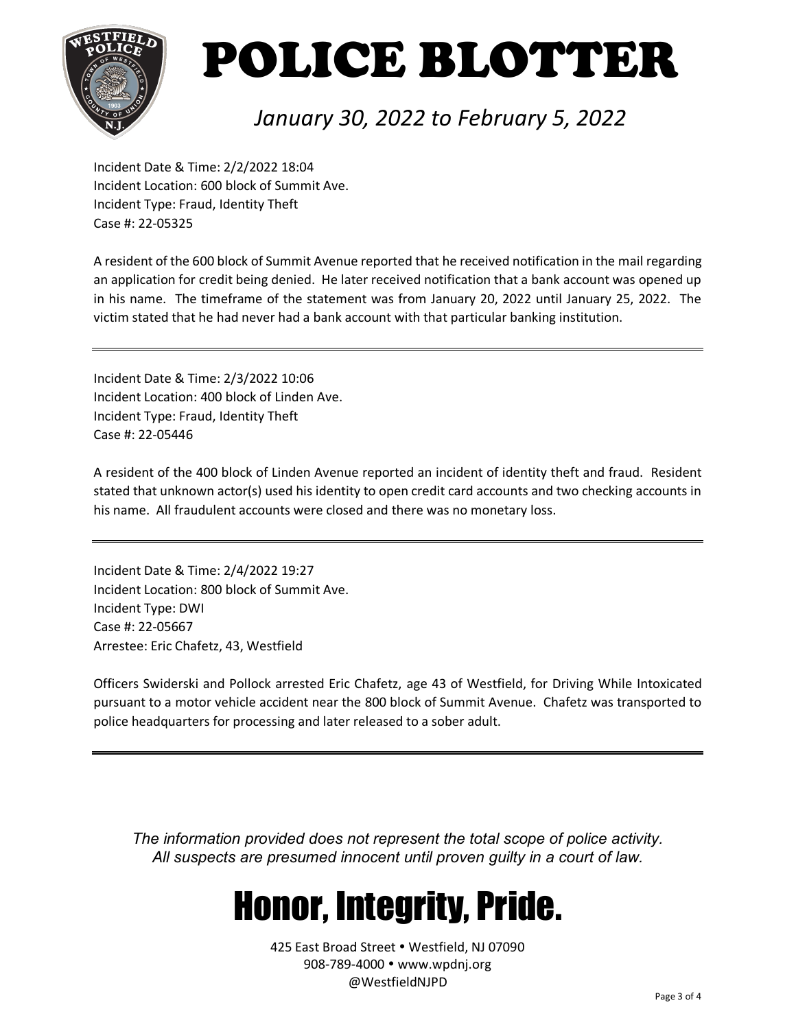# POLICE BLOTTER

*January 30, 2022 to February 5, 2022*

Incident Date & Time: 2/2/2022 18:04
Incident Location: 600 block of Summit Ave.
Incident Type: Fraud, Identity Theft
Case #: 22-05325

A resident of the 600 block of Summit Avenue reported that he received notification in the mail regarding an application for credit being denied. He later received notification that a bank account was opened up in his name. The timeframe of the statement was from January 20, 2022 until January 25, 2022. The victim stated that he had never had a bank account with that particular banking institution.

---

Incident Date & Time: 2/3/2022 10:06
Incident Location: 400 block of Linden Ave.
Incident Type: Fraud, Identity Theft
Case #: 22-05446

A resident of the 400 block of Linden Avenue reported an incident of identity theft and fraud. Resident stated that unknown actor(s) used his identity to open credit card accounts and two checking accounts in his name. All fraudulent accounts were closed and there was no monetary loss.

---

Incident Date & Time: 2/4/2022 19:27
Incident Location: 800 block of Summit Ave.
Incident Type: DWI
Case #: 22-05667
Arrestee: Eric Chafetz, 43, Westfield

Officers Swiderski and Pollock arrested Eric Chafetz, age 43 of Westfield, for Driving While Intoxicated pursuant to a motor vehicle accident near the 800 block of Summit Avenue. Chafetz was transported to police headquarters for processing and later released to a sober adult.

---

*The information provided does not represent the total scope of police activity.*
*All suspects are presumed innocent until proven guilty in a court of law.*

## Honor, Integrity, Pride.

425 East Broad Street • Westfield, NJ 07090
908-789-4000 • www.wpdnj.org
@WestfieldNJPD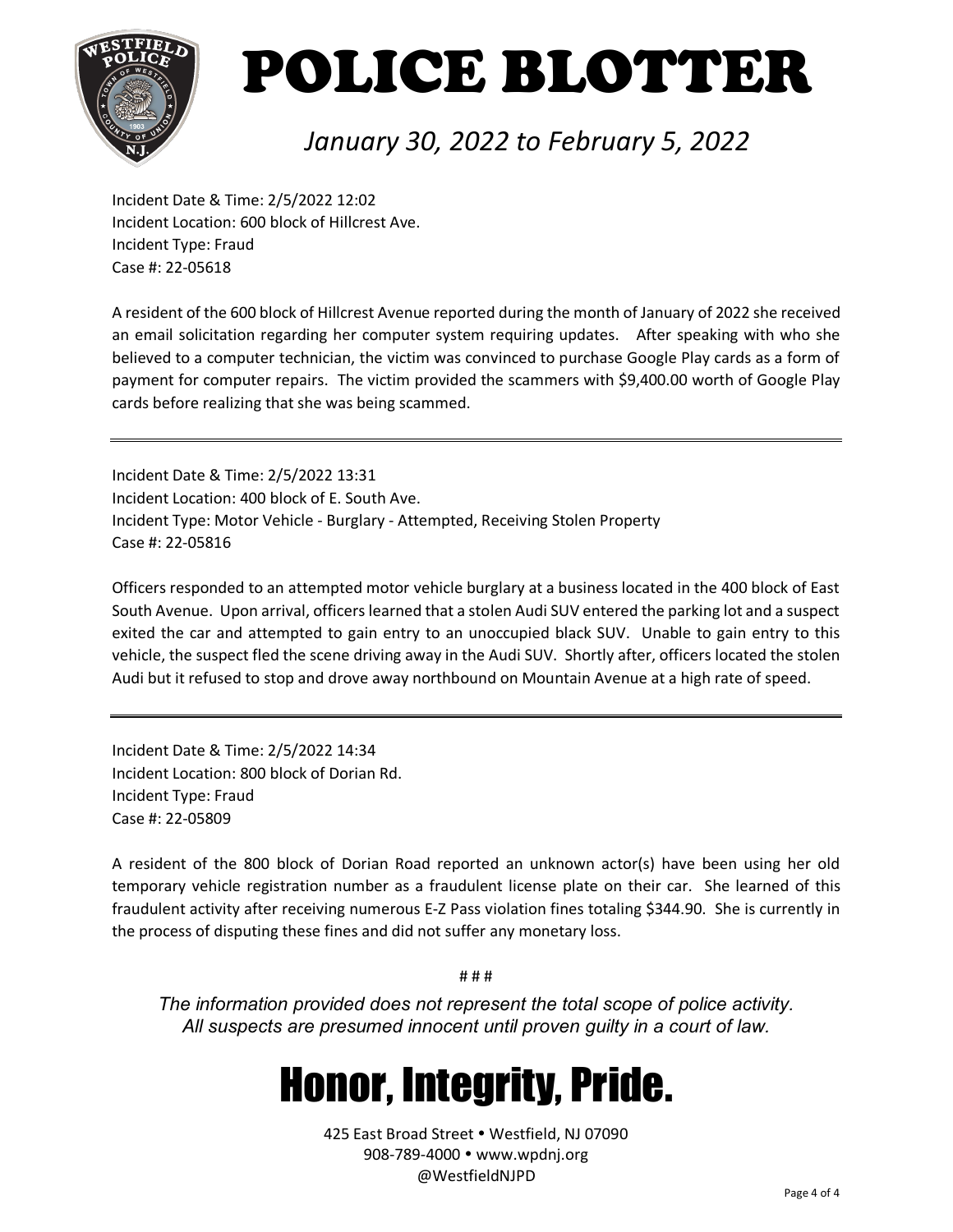# POLICE BLOTTER

*January 30, 2022 to February 5, 2022*

Incident Date & Time: 2/5/2022 12:02
Incident Location: 600 block of Hillcrest Ave.
Incident Type: Fraud
Case #: 22-05618

A resident of the 600 block of Hillcrest Avenue reported during the month of January of 2022 she received an email solicitation regarding her computer system requiring updates. After speaking with who she believed to a computer technician, the victim was convinced to purchase Google Play cards as a form of payment for computer repairs. The victim provided the scammers with $9,400.00 worth of Google Play cards before realizing that she was being scammed.

---

Incident Date & Time: 2/5/2022 13:31
Incident Location: 400 block of E. South Ave.
Incident Type: Motor Vehicle - Burglary - Attempted, Receiving Stolen Property
Case #: 22-05816

Officers responded to an attempted motor vehicle burglary at a business located in the 400 block of East South Avenue. Upon arrival, officers learned that a stolen Audi SUV entered the parking lot and a suspect exited the car and attempted to gain entry to an unoccupied black SUV. Unable to gain entry to this vehicle, the suspect fled the scene driving away in the Audi SUV. Shortly after, officers located the stolen Audi but it refused to stop and drove away northbound on Mountain Avenue at a high rate of speed.

---

Incident Date & Time: 2/5/2022 14:34
Incident Location: 800 block of Dorian Rd.
Incident Type: Fraud
Case #: 22-05809

A resident of the 800 block of Dorian Road reported an unknown actor(s) have been using her old temporary vehicle registration number as a fraudulent license plate on their car. She learned of this fraudulent activity after receiving numerous E-Z Pass violation fines totaling $344.90. She is currently in the process of disputing these fines and did not suffer any monetary loss.

# # #

*The information provided does not represent the total scope of police activity.*
*All suspects are presumed innocent until proven guilty in a court of law.*

# Honor, Integrity, Pride.

425 East Broad Street • Westfield, NJ 07090
908-789-4000 • www.wpdnj.org
@WestfieldNJPD